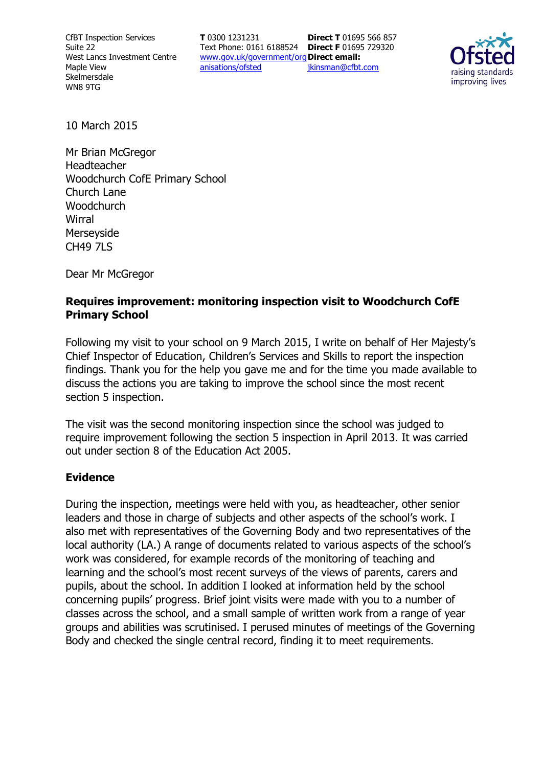CfBT Inspection Services
Suite 22
West Lancs Investment Centre
Maple View
Skelmersdale
WN8 9TG

**T** 0300 1231231
Text Phone: 0161 6188524
www.gov.uk/government/organisations/ofsted

**Direct T** 01695 566 857
**Direct F** 01695 729320
**Direct email:**
jkinsman@cfbt.com

10 March 2015

Mr Brian McGregor
Headteacher
Woodchurch CofE Primary School
Church Lane
Woodchurch
Wirral
Merseyside
CH49 7LS

Dear Mr McGregor

**Requires improvement: monitoring inspection visit to Woodchurch CofE Primary School**

Following my visit to your school on 9 March 2015, I write on behalf of Her Majesty's Chief Inspector of Education, Children's Services and Skills to report the inspection findings. Thank you for the help you gave me and for the time you made available to discuss the actions you are taking to improve the school since the most recent section 5 inspection.

The visit was the second monitoring inspection since the school was judged to require improvement following the section 5 inspection in April 2013. It was carried out under section 8 of the Education Act 2005.

## Evidence

During the inspection, meetings were held with you, as headteacher, other senior leaders and those in charge of subjects and other aspects of the school's work. I also met with representatives of the Governing Body and two representatives of the local authority (LA.) A range of documents related to various aspects of the school's work was considered, for example records of the monitoring of teaching and learning and the school's most recent surveys of the views of parents, carers and pupils, about the school. In addition I looked at information held by the school concerning pupils' progress. Brief joint visits were made with you to a number of classes across the school, and a small sample of written work from a range of year groups and abilities was scrutinised. I perused minutes of meetings of the Governing Body and checked the single central record, finding it to meet requirements.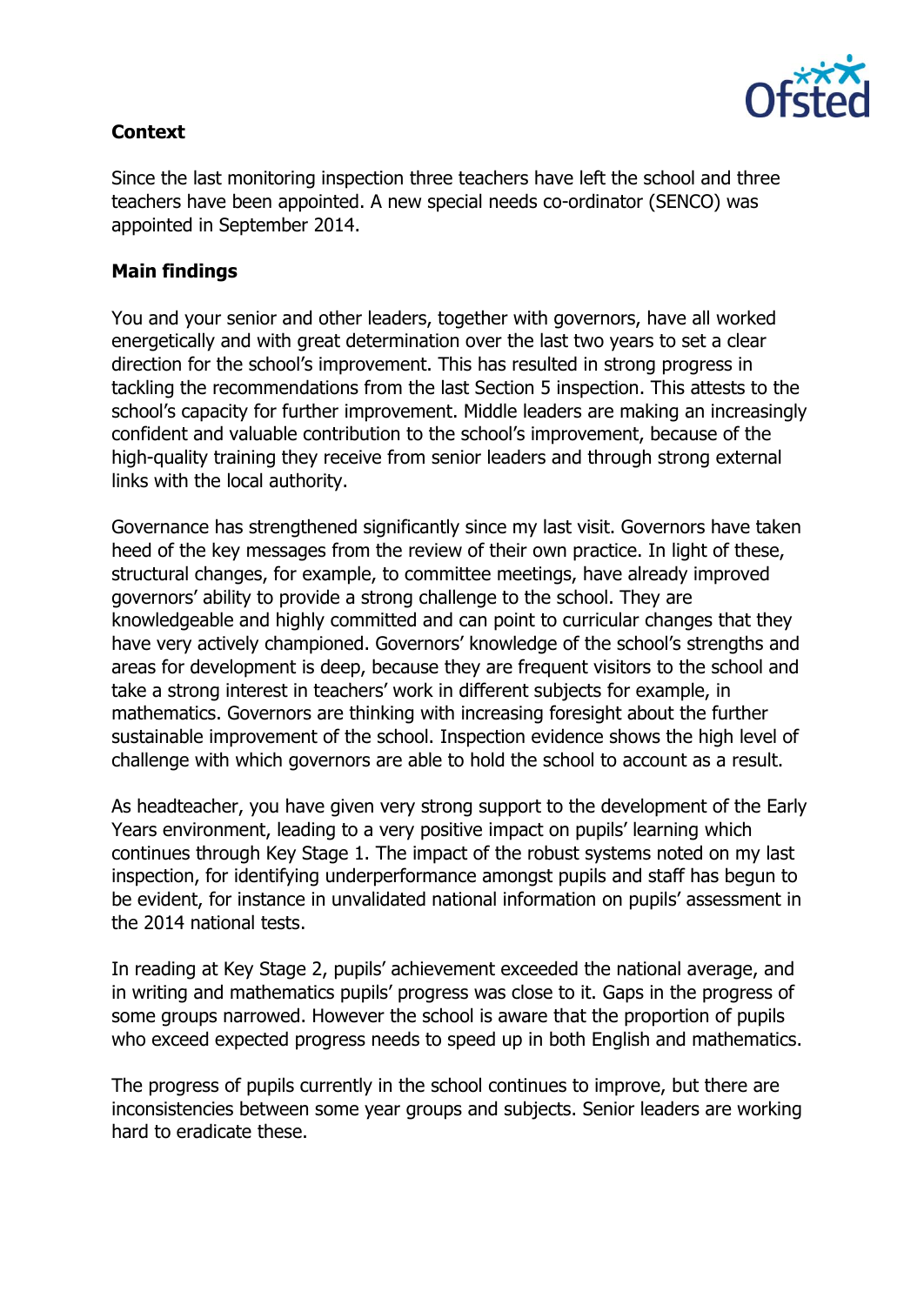## Context

Since the last monitoring inspection three teachers have left the school and three teachers have been appointed. A new special needs co-ordinator (SENCO) was appointed in September 2014.

## Main findings

You and your senior and other leaders, together with governors, have all worked energetically and with great determination over the last two years to set a clear direction for the school's improvement. This has resulted in strong progress in tackling the recommendations from the last Section 5 inspection. This attests to the school's capacity for further improvement. Middle leaders are making an increasingly confident and valuable contribution to the school's improvement, because of the high-quality training they receive from senior leaders and through strong external links with the local authority.

Governance has strengthened significantly since my last visit. Governors have taken heed of the key messages from the review of their own practice. In light of these, structural changes, for example, to committee meetings, have already improved governors' ability to provide a strong challenge to the school. They are knowledgeable and highly committed and can point to curricular changes that they have very actively championed. Governors' knowledge of the school's strengths and areas for development is deep, because they are frequent visitors to the school and take a strong interest in teachers' work in different subjects for example, in mathematics. Governors are thinking with increasing foresight about the further sustainable improvement of the school. Inspection evidence shows the high level of challenge with which governors are able to hold the school to account as a result.

As headteacher, you have given very strong support to the development of the Early Years environment, leading to a very positive impact on pupils' learning which continues through Key Stage 1. The impact of the robust systems noted on my last inspection, for identifying underperformance amongst pupils and staff has begun to be evident, for instance in unvalidated national information on pupils' assessment in the 2014 national tests.

In reading at Key Stage 2, pupils' achievement exceeded the national average, and in writing and mathematics pupils' progress was close to it. Gaps in the progress of some groups narrowed. However the school is aware that the proportion of pupils who exceed expected progress needs to speed up in both English and mathematics.

The progress of pupils currently in the school continues to improve, but there are inconsistencies between some year groups and subjects. Senior leaders are working hard to eradicate these.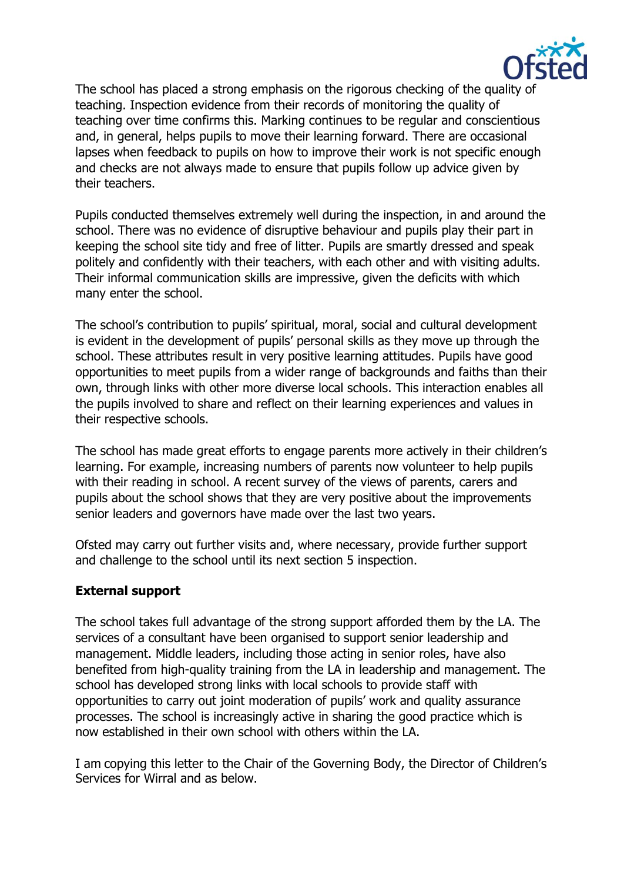The school has placed a strong emphasis on the rigorous checking of the quality of teaching. Inspection evidence from their records of monitoring the quality of teaching over time confirms this. Marking continues to be regular and conscientious and, in general, helps pupils to move their learning forward. There are occasional lapses when feedback to pupils on how to improve their work is not specific enough and checks are not always made to ensure that pupils follow up advice given by their teachers.

Pupils conducted themselves extremely well during the inspection, in and around the school. There was no evidence of disruptive behaviour and pupils play their part in keeping the school site tidy and free of litter. Pupils are smartly dressed and speak politely and confidently with their teachers, with each other and with visiting adults. Their informal communication skills are impressive, given the deficits with which many enter the school.

The school's contribution to pupils' spiritual, moral, social and cultural development is evident in the development of pupils' personal skills as they move up through the school. These attributes result in very positive learning attitudes. Pupils have good opportunities to meet pupils from a wider range of backgrounds and faiths than their own, through links with other more diverse local schools. This interaction enables all the pupils involved to share and reflect on their learning experiences and values in their respective schools.

The school has made great efforts to engage parents more actively in their children's learning. For example, increasing numbers of parents now volunteer to help pupils with their reading in school. A recent survey of the views of parents, carers and pupils about the school shows that they are very positive about the improvements senior leaders and governors have made over the last two years.

Ofsted may carry out further visits and, where necessary, provide further support and challenge to the school until its next section 5 inspection.

**External support**

The school takes full advantage of the strong support afforded them by the LA. The services of a consultant have been organised to support senior leadership and management. Middle leaders, including those acting in senior roles, have also benefited from high-quality training from the LA in leadership and management. The school has developed strong links with local schools to provide staff with opportunities to carry out joint moderation of pupils' work and quality assurance processes. The school is increasingly active in sharing the good practice which is now established in their own school with others within the LA.

I am copying this letter to the Chair of the Governing Body, the Director of Children's Services for Wirral and as below.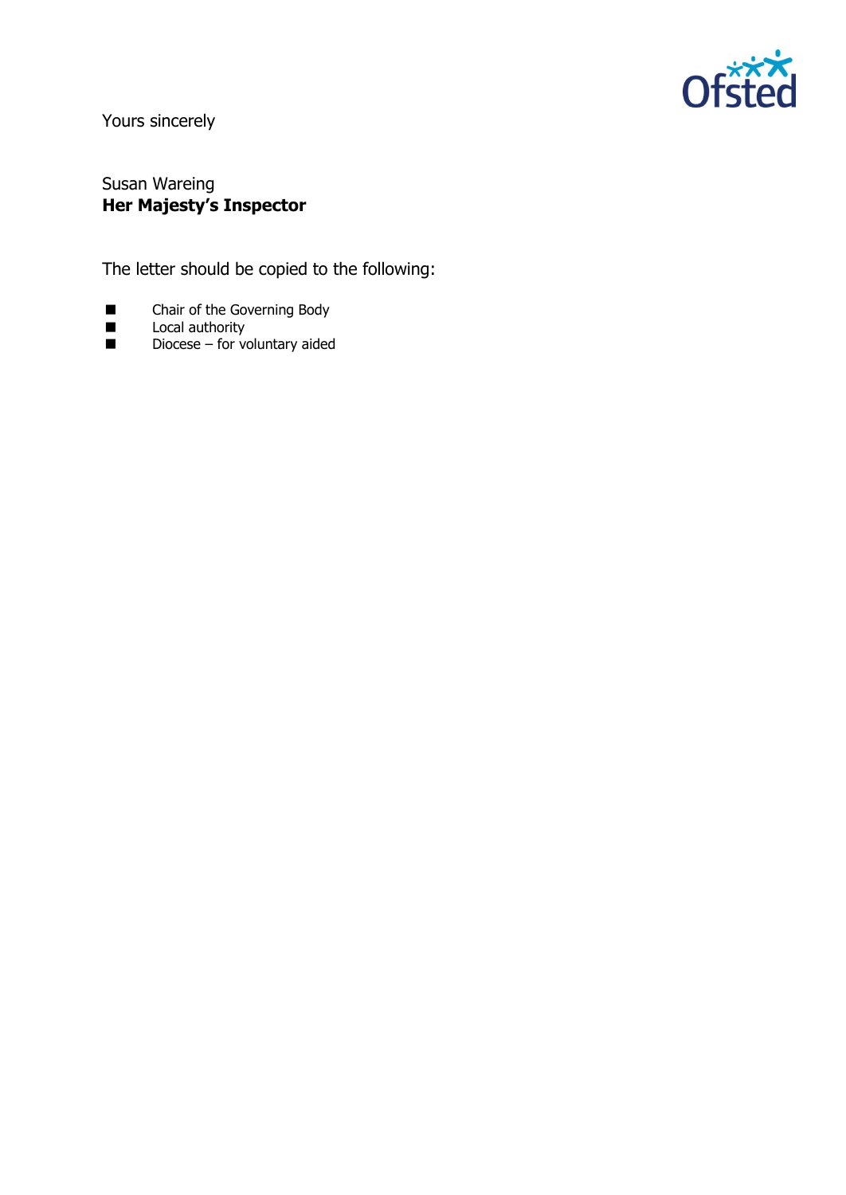Yours sincerely

Susan Wareing
**Her Majesty's Inspector**

The letter should be copied to the following:

- Chair of the Governing Body
- Local authority
- Diocese – for voluntary aided